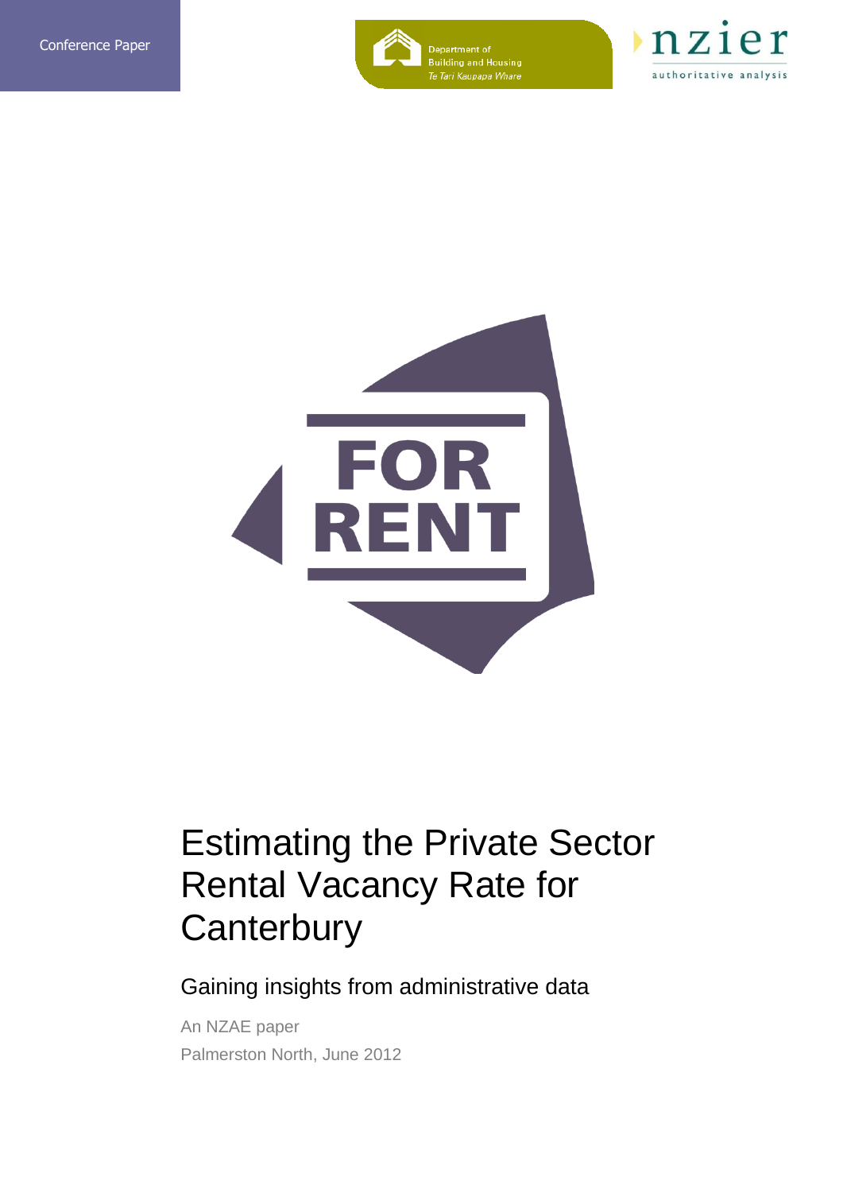Conference Paper

Department of Building and Housing
*Te Tari Kaupapa Whare*

nzier
authoritative analysis

FOR RENT

# Estimating the Private Sector Rental Vacancy Rate for Canterbury

## Gaining insights from administrative data

An NZAE paper

Palmerston North, June 2012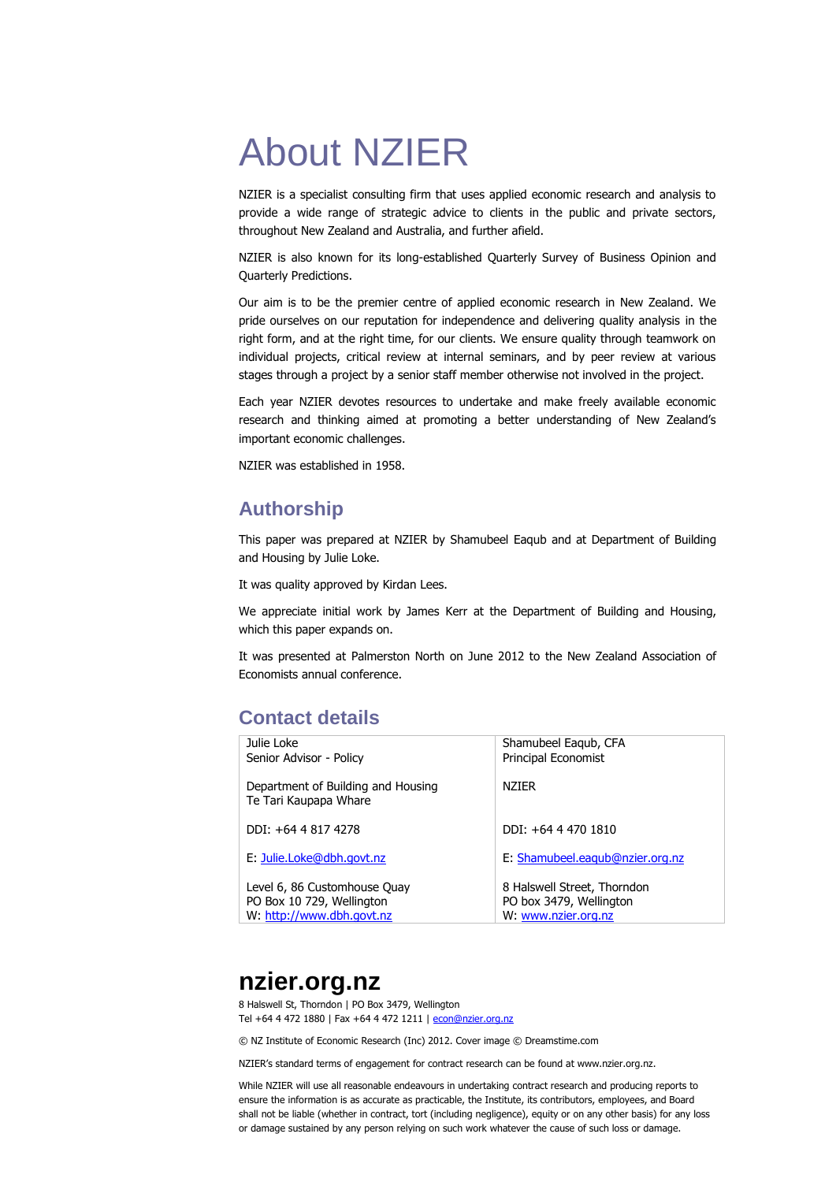# About NZIER

NZIER is a specialist consulting firm that uses applied economic research and analysis to provide a wide range of strategic advice to clients in the public and private sectors, throughout New Zealand and Australia, and further afield.

NZIER is also known for its long-established Quarterly Survey of Business Opinion and Quarterly Predictions.

Our aim is to be the premier centre of applied economic research in New Zealand. We pride ourselves on our reputation for independence and delivering quality analysis in the right form, and at the right time, for our clients. We ensure quality through teamwork on individual projects, critical review at internal seminars, and by peer review at various stages through a project by a senior staff member otherwise not involved in the project.

Each year NZIER devotes resources to undertake and make freely available economic research and thinking aimed at promoting a better understanding of New Zealand's important economic challenges.

NZIER was established in 1958.

## Authorship

This paper was prepared at NZIER by Shamubeel Eaqub and at Department of Building and Housing by Julie Loke.

It was quality approved by Kirdan Lees.

We appreciate initial work by James Kerr at the Department of Building and Housing, which this paper expands on.

It was presented at Palmerston North on June 2012 to the New Zealand Association of Economists annual conference.

## Contact details

| Julie Loke<br>Senior Advisor - Policy | Shamubeel Eaqub, CFA<br>Principal Economist |
|---|---|
| Department of Building and Housing<br>Te Tari Kaupapa Whare | NZIER |
| DDI: +64 4 817 4278 | DDI: +64 4 470 1810 |
| E: Julie.Loke@dbh.govt.nz | E: Shamubeel.eaqub@nzier.org.nz |
| Level 6, 86 Customhouse Quay<br>PO Box 10 729, Wellington<br>W: http://www.dbh.govt.nz | 8 Halswell Street, Thorndon<br>PO box 3479, Wellington<br>W: www.nzier.org.nz |

# nzier.org.nz

8 Halswell St, Thorndon | PO Box 3479, Wellington
Tel +64 4 472 1880 | Fax +64 4 472 1211 | econ@nzier.org.nz

© NZ Institute of Economic Research (Inc) 2012. Cover image © Dreamstime.com

NZIER's standard terms of engagement for contract research can be found at www.nzier.org.nz.

While NZIER will use all reasonable endeavours in undertaking contract research and producing reports to ensure the information is as accurate as practicable, the Institute, its contributors, employees, and Board shall not be liable (whether in contract, tort (including negligence), equity or on any other basis) for any loss or damage sustained by any person relying on such work whatever the cause of such loss or damage.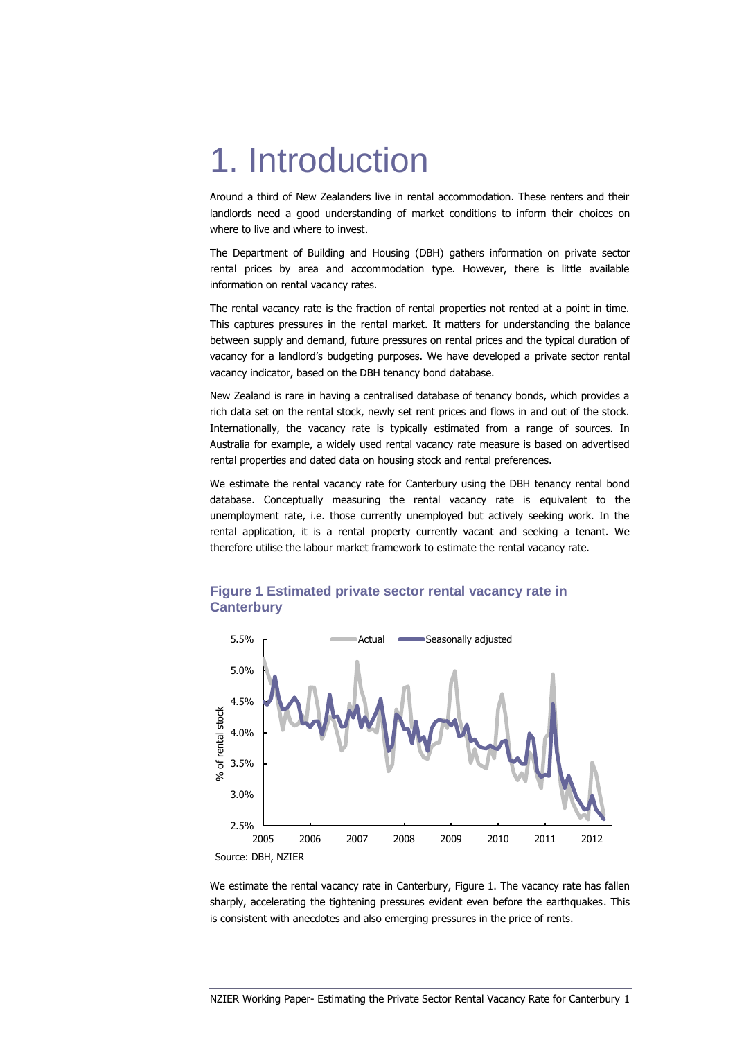# 1. Introduction

Around a third of New Zealanders live in rental accommodation. These renters and their landlords need a good understanding of market conditions to inform their choices on where to live and where to invest.

The Department of Building and Housing (DBH) gathers information on private sector rental prices by area and accommodation type. However, there is little available information on rental vacancy rates.

The rental vacancy rate is the fraction of rental properties not rented at a point in time. This captures pressures in the rental market. It matters for understanding the balance between supply and demand, future pressures on rental prices and the typical duration of vacancy for a landlord's budgeting purposes. We have developed a private sector rental vacancy indicator, based on the DBH tenancy bond database.

New Zealand is rare in having a centralised database of tenancy bonds, which provides a rich data set on the rental stock, newly set rent prices and flows in and out of the stock. Internationally, the vacancy rate is typically estimated from a range of sources. In Australia for example, a widely used rental vacancy rate measure is based on advertised rental properties and dated data on housing stock and rental preferences.

We estimate the rental vacancy rate for Canterbury using the DBH tenancy rental bond database. Conceptually measuring the rental vacancy rate is equivalent to the unemployment rate, i.e. those currently unemployed but actively seeking work. In the rental application, it is a rental property currently vacant and seeking a tenant. We therefore utilise the labour market framework to estimate the rental vacancy rate.

**Figure 1 Estimated private sector rental vacancy rate in Canterbury**

Source: DBH, NZIER

We estimate the rental vacancy rate in Canterbury, Figure 1. The vacancy rate has fallen sharply, accelerating the tightening pressures evident even before the earthquakes. This is consistent with anecdotes and also emerging pressures in the price of rents.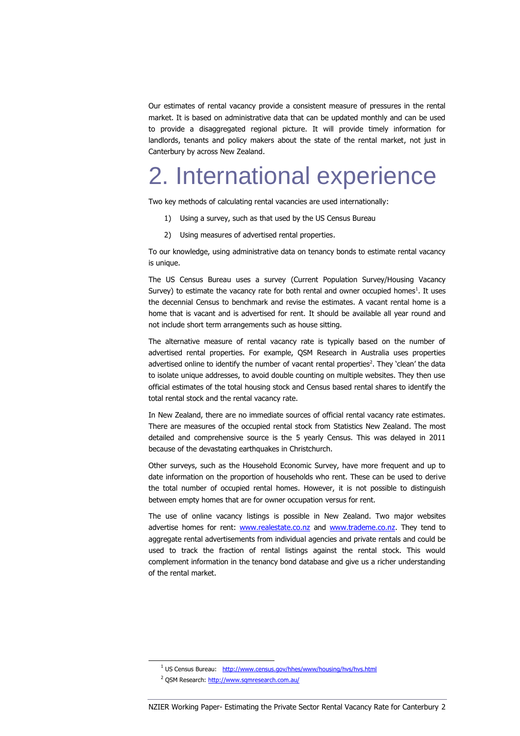Our estimates of rental vacancy provide a consistent measure of pressures in the rental market. It is based on administrative data that can be updated monthly and can be used to provide a disaggregated regional picture. It will provide timely information for landlords, tenants and policy makers about the state of the rental market, not just in Canterbury by across New Zealand.

# 2. International experience

Two key methods of calculating rental vacancies are used internationally:

1) Using a survey, such as that used by the US Census Bureau
2) Using measures of advertised rental properties.

To our knowledge, using administrative data on tenancy bonds to estimate rental vacancy is unique.

The US Census Bureau uses a survey (Current Population Survey/Housing Vacancy Survey) to estimate the vacancy rate for both rental and owner occupied homes[1]. It uses the decennial Census to benchmark and revise the estimates. A vacant rental home is a home that is vacant and is advertised for rent. It should be available all year round and not include short term arrangements such as house sitting.

The alternative measure of rental vacancy rate is typically based on the number of advertised rental properties. For example, QSM Research in Australia uses properties advertised online to identify the number of vacant rental properties[2]. They 'clean' the data to isolate unique addresses, to avoid double counting on multiple websites. They then use official estimates of the total housing stock and Census based rental shares to identify the total rental stock and the rental vacancy rate.

In New Zealand, there are no immediate sources of official rental vacancy rate estimates. There are measures of the occupied rental stock from Statistics New Zealand. The most detailed and comprehensive source is the 5 yearly Census. This was delayed in 2011 because of the devastating earthquakes in Christchurch.

Other surveys, such as the Household Economic Survey, have more frequent and up to date information on the proportion of households who rent. These can be used to derive the total number of occupied rental homes. However, it is not possible to distinguish between empty homes that are for owner occupation versus for rent.

The use of online vacancy listings is possible in New Zealand. Two major websites advertise homes for rent: www.realestate.co.nz and www.trademe.co.nz. They tend to aggregate rental advertisements from individual agencies and private rentals and could be used to track the fraction of rental listings against the rental stock. This would complement information in the tenancy bond database and give us a richer understanding of the rental market.

[1] US Census Bureau: http://www.census.gov/hhes/www/housing/hvs/hvs.html

[2] QSM Research: http://www.sqmresearch.com.au/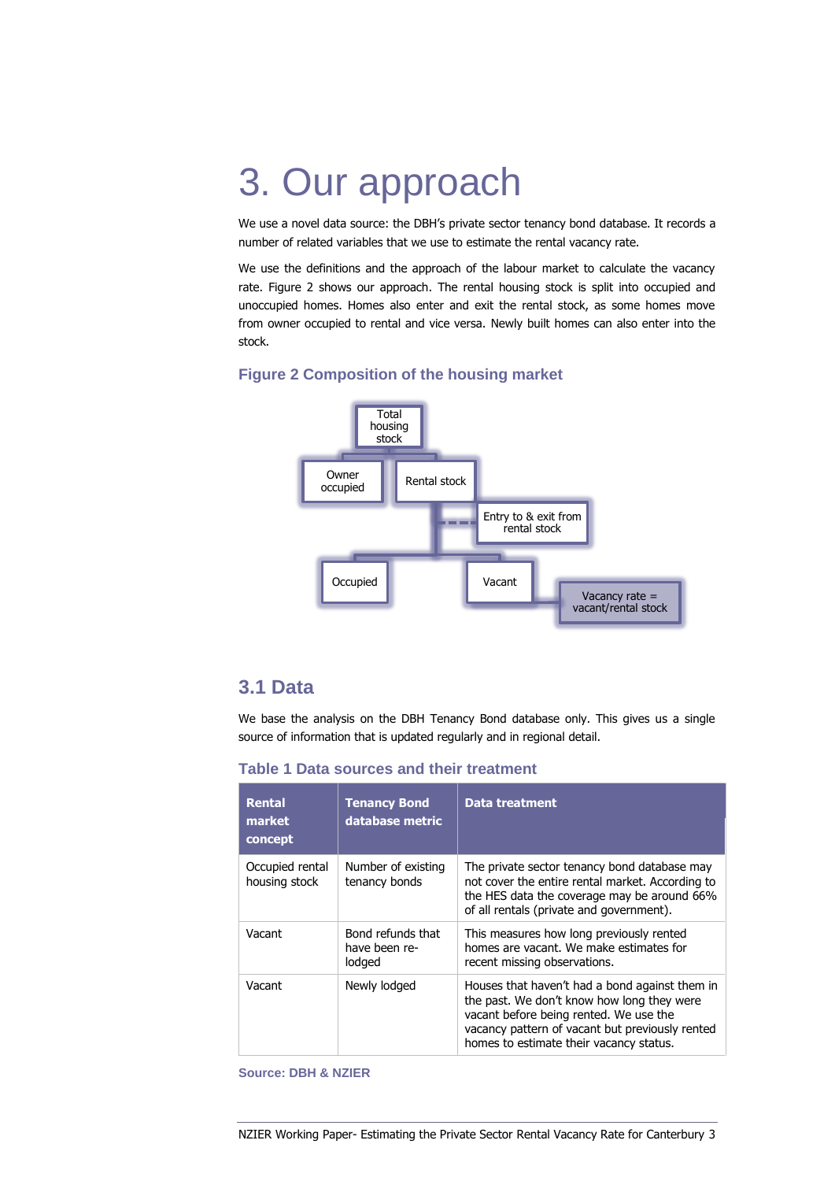# 3. Our approach

We use a novel data source: the DBH's private sector tenancy bond database. It records a number of related variables that we use to estimate the rental vacancy rate.

We use the definitions and the approach of the labour market to calculate the vacancy rate. Figure 2 shows our approach. The rental housing stock is split into occupied and unoccupied homes. Homes also enter and exit the rental stock, as some homes move from owner occupied to rental and vice versa. Newly built homes can also enter into the stock.

### Figure 2 Composition of the housing market

Total housing stock

Owner occupied

Rental stock

Entry to & exit from rental stock

Occupied

Vacant

Vacancy rate = vacant/rental stock

## 3.1 Data

We base the analysis on the DBH Tenancy Bond database only. This gives us a single source of information that is updated regularly and in regional detail.

### Table 1 Data sources and their treatment

| Rental market concept | Tenancy Bond database metric | Data treatment |
|---|---|---|
| Occupied rental housing stock | Number of existing tenancy bonds | The private sector tenancy bond database may not cover the entire rental market. According to the HES data the coverage may be around 66% of all rentals (private and government). |
| Vacant | Bond refunds that have been re-lodged | This measures how long previously rented homes are vacant. We make estimates for recent missing observations. |
| Vacant | Newly lodged | Houses that haven't had a bond against them in the past. We don't know how long they were vacant before being rented. We use the vacancy pattern of vacant but previously rented homes to estimate their vacancy status. |

**Source: DBH & NZIER**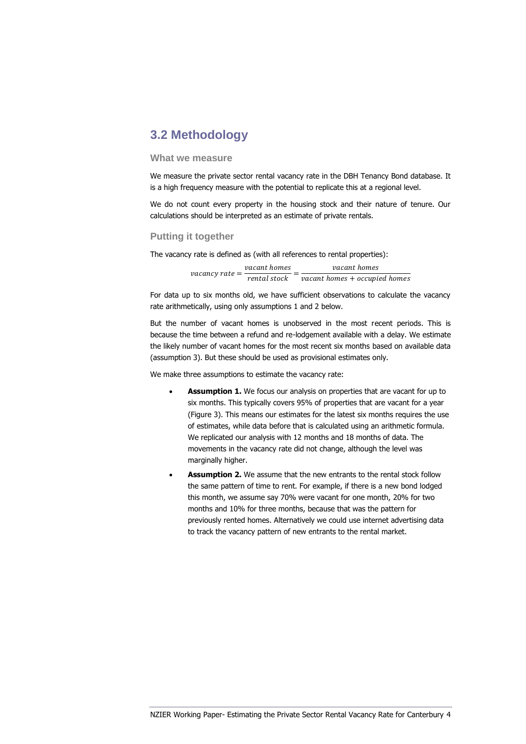## 3.2 Methodology

### What we measure

We measure the private sector rental vacancy rate in the DBH Tenancy Bond database. It is a high frequency measure with the potential to replicate this at a regional level.

We do not count every property in the housing stock and their nature of tenure. Our calculations should be interpreted as an estimate of private rentals.

### Putting it together

The vacancy rate is defined as (with all references to rental properties):

$$vacancy\ rate = \frac{vacant\ homes}{rental\ stock} = \frac{vacant\ homes}{vacant\ homes + occupied\ homes}$$

For data up to six months old, we have sufficient observations to calculate the vacancy rate arithmetically, using only assumptions 1 and 2 below.

But the number of vacant homes is unobserved in the most recent periods. This is because the time between a refund and re-lodgement available with a delay. We estimate the likely number of vacant homes for the most recent six months based on available data (assumption 3). But these should be used as provisional estimates only.

We make three assumptions to estimate the vacancy rate:

- **Assumption 1.** We focus our analysis on properties that are vacant for up to six months. This typically covers 95% of properties that are vacant for a year (Figure 3). This means our estimates for the latest six months requires the use of estimates, while data before that is calculated using an arithmetic formula. We replicated our analysis with 12 months and 18 months of data. The movements in the vacancy rate did not change, although the level was marginally higher.
- **Assumption 2.** We assume that the new entrants to the rental stock follow the same pattern of time to rent. For example, if there is a new bond lodged this month, we assume say 70% were vacant for one month, 20% for two months and 10% for three months, because that was the pattern for previously rented homes. Alternatively we could use internet advertising data to track the vacancy pattern of new entrants to the rental market.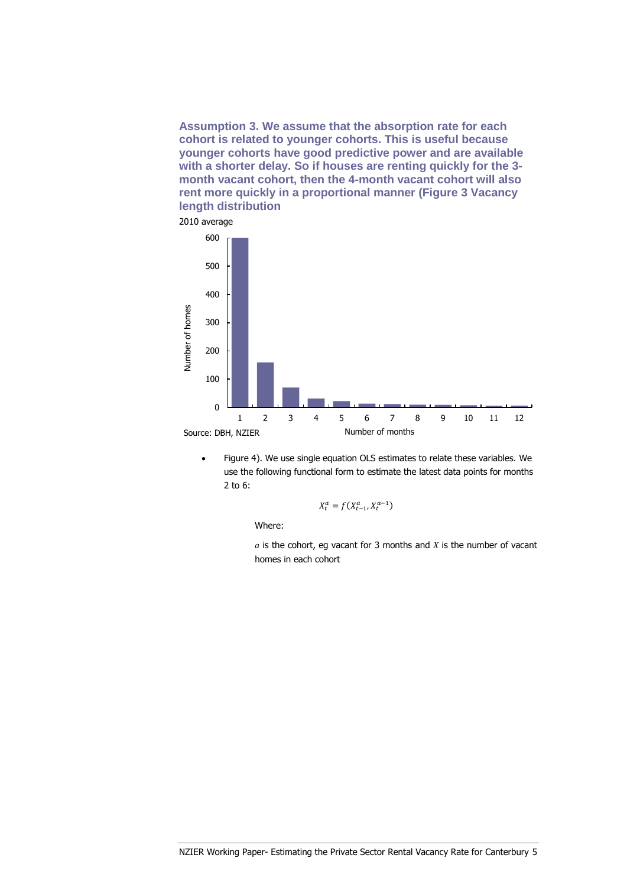**Assumption 3. We assume that the absorption rate for each cohort is related to younger cohorts. This is useful because younger cohorts have good predictive power and are available with a shorter delay. So if houses are renting quickly for the 3-month vacant cohort, then the 4-month vacant cohort will also rent more quickly in a proportional manner (Figure 3 Vacancy length distribution**

2010 average

Source: DBH, NZIER

- Figure 4). We use single equation OLS estimates to relate these variables. We use the following functional form to estimate the latest data points for months 2 to 6:

$$X_t^a = f(X_{t-1}^a, X_t^{a-1})$$

Where:

$a$ is the cohort, eg vacant for 3 months and $X$ is the number of vacant homes in each cohort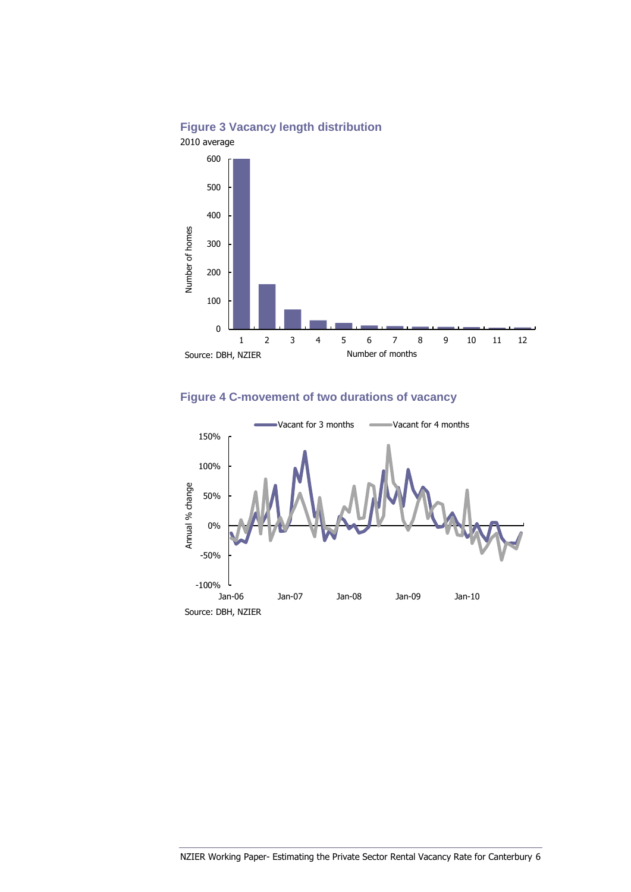**Figure 3 Vacancy length distribution**

2010 average

Source: DBH, NZIER

**Figure 4 C-movement of two durations of vacancy**

Source: DBH, NZIER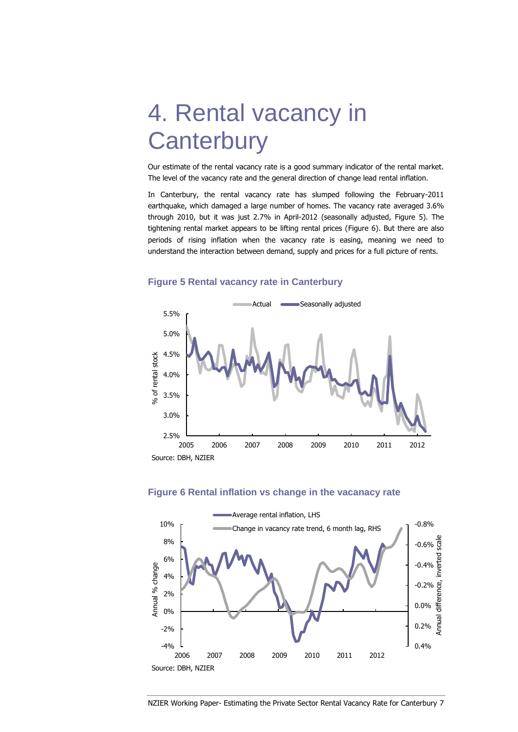# 4. Rental vacancy in Canterbury

Our estimate of the rental vacancy rate is a good summary indicator of the rental market. The level of the vacancy rate and the general direction of change lead rental inflation.

In Canterbury, the rental vacancy rate has slumped following the February-2011 earthquake, which damaged a large number of homes. The vacancy rate averaged 3.6% through 2010, but it was just 2.7% in April-2012 (seasonally adjusted, Figure 5). The tightening rental market appears to be lifting rental prices (Figure 6). But there are also periods of rising inflation when the vacancy rate is easing, meaning we need to understand the interaction between demand, supply and prices for a full picture of rents.

### Figure 5 Rental vacancy rate in Canterbury

Source: DBH, NZIER

### Figure 6 Rental inflation vs change in the vacancy rate

Source: DBH, NZIER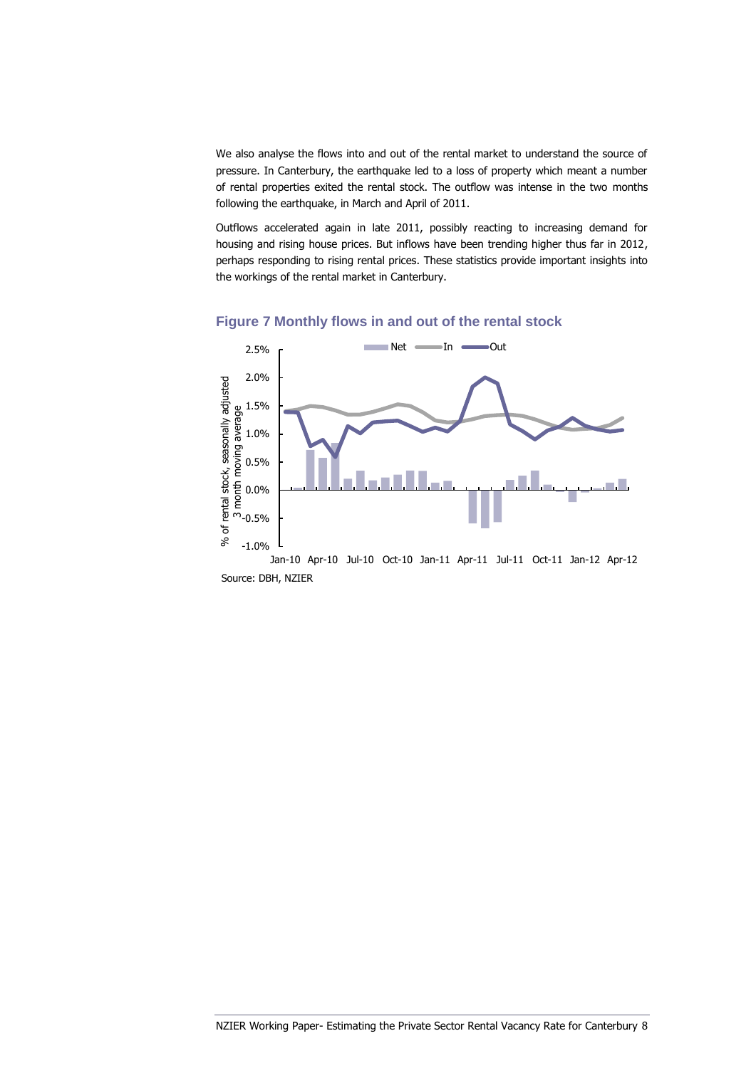We also analyse the flows into and out of the rental market to understand the source of pressure. In Canterbury, the earthquake led to a loss of property which meant a number of rental properties exited the rental stock. The outflow was intense in the two months following the earthquake, in March and April of 2011.

Outflows accelerated again in late 2011, possibly reacting to increasing demand for housing and rising house prices. But inflows have been trending higher thus far in 2012, perhaps responding to rising rental prices. These statistics provide important insights into the workings of the rental market in Canterbury.

### Figure 7 Monthly flows in and out of the rental stock

Source: DBH, NZIER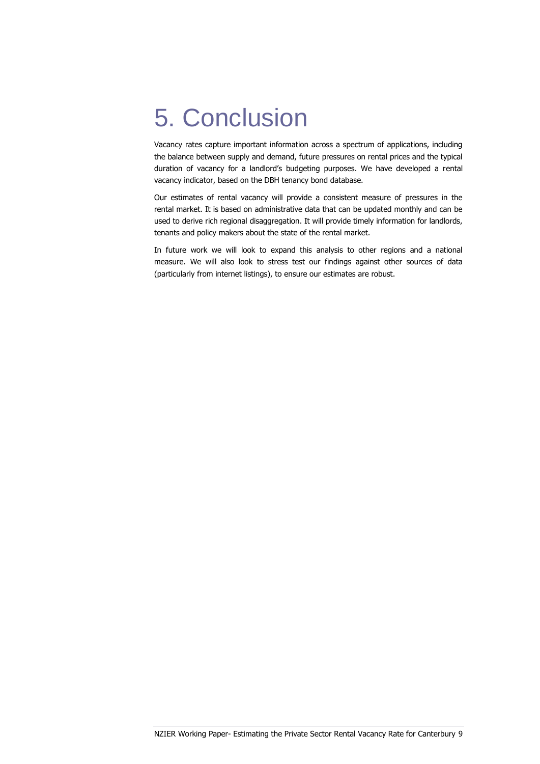# 5. Conclusion

Vacancy rates capture important information across a spectrum of applications, including the balance between supply and demand, future pressures on rental prices and the typical duration of vacancy for a landlord's budgeting purposes. We have developed a rental vacancy indicator, based on the DBH tenancy bond database.

Our estimates of rental vacancy will provide a consistent measure of pressures in the rental market. It is based on administrative data that can be updated monthly and can be used to derive rich regional disaggregation. It will provide timely information for landlords, tenants and policy makers about the state of the rental market.

In future work we will look to expand this analysis to other regions and a national measure. We will also look to stress test our findings against other sources of data (particularly from internet listings), to ensure our estimates are robust.